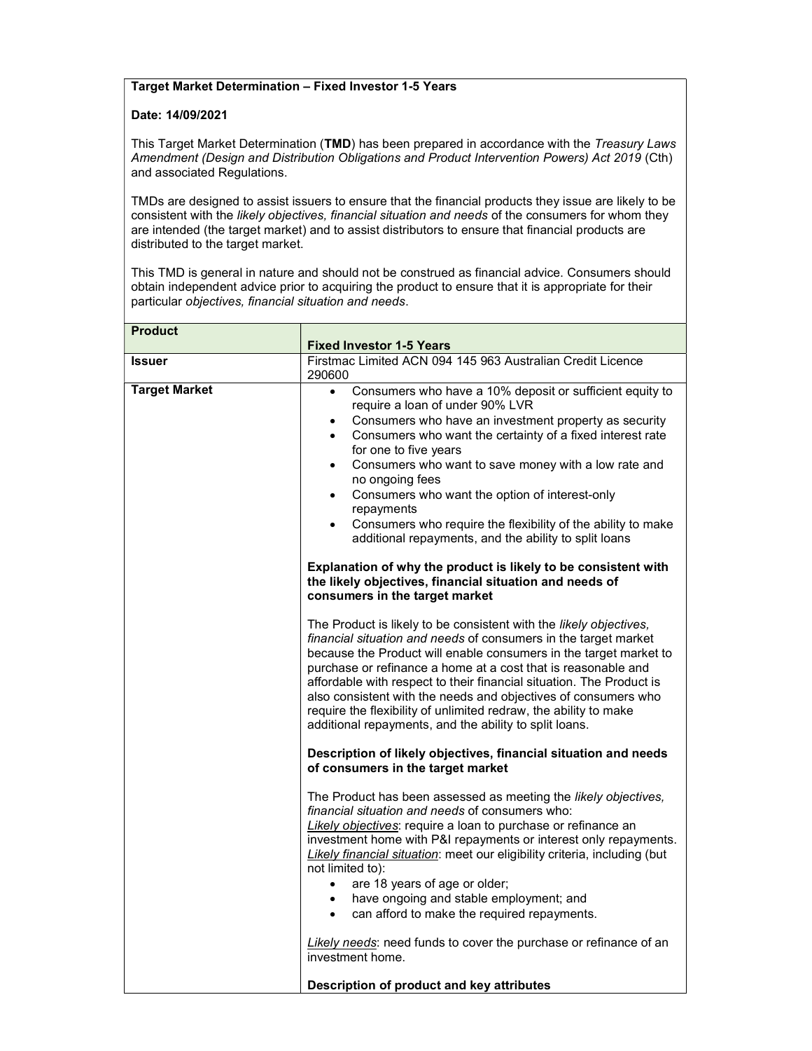**Target Market Determination – Fixed Investor 1-5 Years**

**Date: 14/09/2021**

This Target Market Determination (**TMD**) has been prepared in accordance with the *Treasury Laws Amendment (Design and Distribution Obligations and Product Intervention Powers) Act 2019* (Cth) and associated Regulations.

TMDs are designed to assist issuers to ensure that the financial products they issue are likely to be consistent with the *likely objectives, financial situation and needs* of the consumers for whom they are intended (the target market) and to assist distributors to ensure that financial products are distributed to the target market.

This TMD is general in nature and should not be construed as financial advice. Consumers should obtain independent advice prior to acquiring the product to ensure that it is appropriate for their particular *objectives, financial situation and needs*.

| **Product** | **Fixed Investor 1-5 Years** |
|---|---|
| **Issuer** | Firstmac Limited ACN 094 145 963 Australian Credit Licence 290600 |
| **Target Market** | • Consumers who have a 10% deposit or sufficient equity to require a loan of under 90% LVR<br>• Consumers who have an investment property as security<br>• Consumers who want the certainty of a fixed interest rate for one to five years<br>• Consumers who want to save money with a low rate and no ongoing fees<br>• Consumers who want the option of interest-only repayments<br>• Consumers who require the flexibility of the ability to make additional repayments, and the ability to split loans<br><br>**Explanation of why the product is likely to be consistent with the likely objectives, financial situation and needs of consumers in the target market**<br><br>The Product is likely to be consistent with the *likely objectives, financial situation and needs* of consumers in the target market because the Product will enable consumers in the target market to purchase or refinance a home at a cost that is reasonable and affordable with respect to their financial situation. The Product is also consistent with the needs and objectives of consumers who require the flexibility of unlimited redraw, the ability to make additional repayments, and the ability to split loans.<br><br>**Description of likely objectives, financial situation and needs of consumers in the target market**<br><br>The Product has been assessed as meeting the *likely objectives, financial situation and needs* of consumers who:<br>*Likely objectives*: require a loan to purchase or refinance an investment home with P&I repayments or interest only repayments.<br>*Likely financial situation*: meet our eligibility criteria, including (but not limited to):<br>• are 18 years of age or older;<br>• have ongoing and stable employment; and<br>• can afford to make the required repayments.<br><br>*Likely needs*: need funds to cover the purchase or refinance of an investment home.<br><br>**Description of product and key attributes** |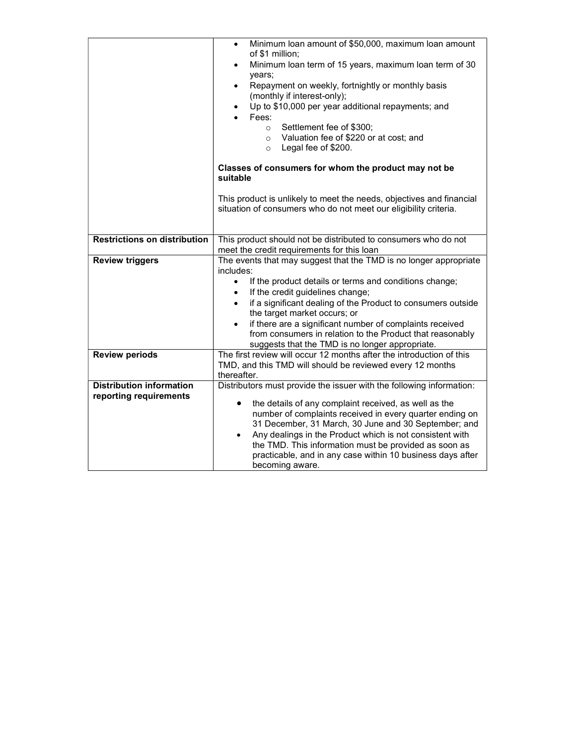| | |
|---|---|
| | <ul><li>Minimum loan amount of $50,000, maximum loan amount of $1 million;</li><li>Minimum loan term of 15 years, maximum loan term of 30 years;</li><li>Repayment on weekly, fortnightly or monthly basis (monthly if interest-only);</li><li>Up to $10,000 per year additional repayments; and</li><li>Fees:<ul><li>Settlement fee of $300;</li><li>Valuation fee of $220 or at cost; and</li><li>Legal fee of $200.</li></ul></li></ul>**Classes of consumers for whom the product may not be suitable**<br><br>This product is unlikely to meet the needs, objectives and financial situation of consumers who do not meet our eligibility criteria. |
| **Restrictions on distribution** | This product should not be distributed to consumers who do not meet the credit requirements for this loan |
| **Review triggers** | The events that may suggest that the TMD is no longer appropriate includes:<ul><li>If the product details or terms and conditions change;</li><li>If the credit guidelines change;</li><li>if a significant dealing of the Product to consumers outside the target market occurs; or</li><li>if there are a significant number of complaints received from consumers in relation to the Product that reasonably suggests that the TMD is no longer appropriate.</li></ul> |
| **Review periods** | The first review will occur 12 months after the introduction of this TMD, and this TMD will should be reviewed every 12 months thereafter. |
| **Distribution information reporting requirements** | Distributors must provide the issuer with the following information:<ul><li>the details of any complaint received, as well as the number of complaints received in every quarter ending on 31 December, 31 March, 30 June and 30 September; and</li><li>Any dealings in the Product which is not consistent with the TMD. This information must be provided as soon as practicable, and in any case within 10 business days after becoming aware.</li></ul> |